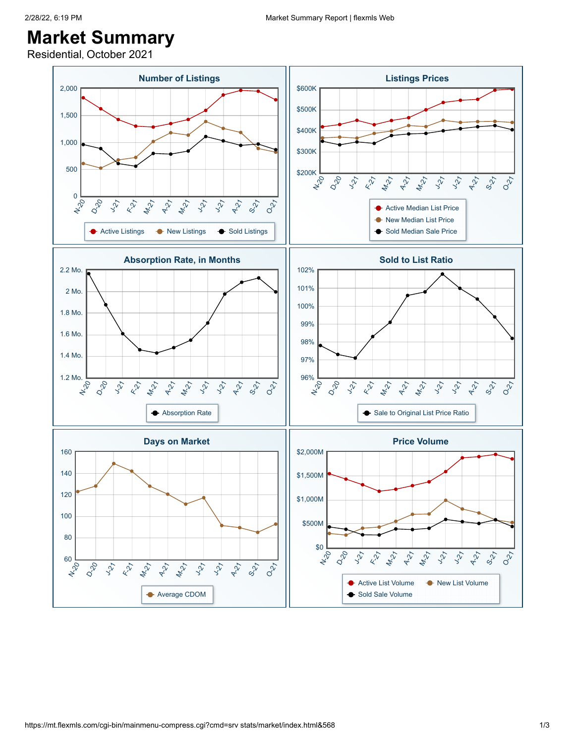# Market Summary

Residential, October 2021

## Number of Listings

2,000
1,500
1,000
500
0

N-20 D-20 J-21 F-21 M-21 A-21 M-21 J-21 J-21 A-21 S-21 O-21

Active Listings · New Listings · Sold Listings

## Listings Prices

$600K
$500K
$400K
$300K
$200K

N-20 D-20 J-21 F-21 M-21 A-21 M-21 J-21 J-21 A-21 S-21 O-21

Active Median List Price · New Median List Price · Sold Median Sale Price

## Absorption Rate, in Months

2.2 Mo.
2 Mo.
1.8 Mo.
1.6 Mo.
1.4 Mo.
1.2 Mo.

N-20 D-20 J-21 F-21 M-21 A-21 M-21 J-21 J-21 A-21 S-21 O-21

Absorption Rate

## Sold to List Ratio

102%
101%
100%
99%
98%
97%
96%

N-20 D-20 J-21 F-21 M-21 A-21 M-21 J-21 J-21 A-21 S-21 O-21

Sale to Original List Price Ratio

## Days on Market

160
140
120
100
80
60

N-20 D-20 J-21 F-21 M-21 A-21 M-21 J-21 J-21 A-21 S-21 O-21

Average CDOM

## Price Volume

$2,000M
$1,500M
$1,000M
$500M
$0

N-20 D-20 J-21 F-21 M-21 A-21 M-21 J-21 J-21 A-21 S-21 O-21

Active List Volume · New List Volume · Sold Sale Volume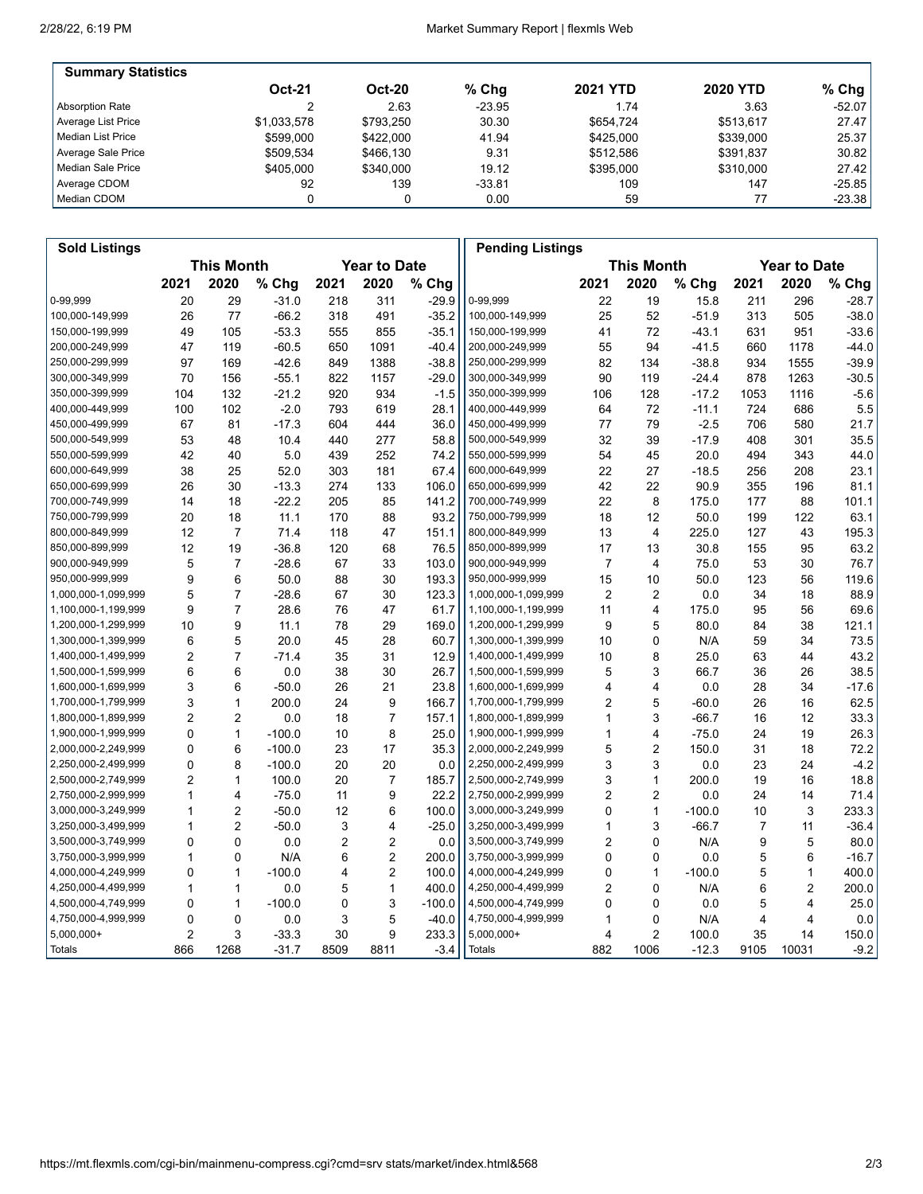## Summary Statistics

| | Oct-21 | Oct-20 | % Chg | 2021 YTD | 2020 YTD | % Chg |
|---|---|---|---|---|---|---|
| Absorption Rate | 2 | 2.63 | -23.95 | 1.74 | 3.63 | -52.07 |
| Average List Price | $1,033,578 | $793,250 | 30.30 | $654,724 | $513,617 | 27.47 |
| Median List Price | $599,000 | $422,000 | 41.94 | $425,000 | $339,000 | 25.37 |
| Average Sale Price | $509,534 | $466,130 | 9.31 | $512,586 | $391,837 | 30.82 |
| Median Sale Price | $405,000 | $340,000 | 19.12 | $395,000 | $310,000 | 27.42 |
| Average CDOM | 92 | 139 | -33.81 | 109 | 147 | -25.85 |
| Median CDOM | 0 | 0 | 0.00 | 59 | 77 | -23.38 |

## Sold Listings

| | This Month | | | Year to Date | | |
|---|---|---|---|---|---|---|
| | 2021 | 2020 | % Chg | 2021 | 2020 | % Chg |
| 0-99,999 | 20 | 29 | -31.0 | 218 | 311 | -29.9 |
| 100,000-149,999 | 26 | 77 | -66.2 | 318 | 491 | -35.2 |
| 150,000-199,999 | 49 | 105 | -53.3 | 555 | 855 | -35.1 |
| 200,000-249,999 | 47 | 119 | -60.5 | 650 | 1091 | -40.4 |
| 250,000-299,999 | 97 | 169 | -42.6 | 849 | 1388 | -38.8 |
| 300,000-349,999 | 70 | 156 | -55.1 | 822 | 1157 | -29.0 |
| 350,000-399,999 | 104 | 132 | -21.2 | 920 | 934 | -1.5 |
| 400,000-449,999 | 100 | 102 | -2.0 | 793 | 619 | 28.1 |
| 450,000-499,999 | 67 | 81 | -17.3 | 604 | 444 | 36.0 |
| 500,000-549,999 | 53 | 48 | 10.4 | 440 | 277 | 58.8 |
| 550,000-599,999 | 42 | 40 | 5.0 | 439 | 252 | 74.2 |
| 600,000-649,999 | 38 | 25 | 52.0 | 303 | 181 | 67.4 |
| 650,000-699,999 | 26 | 30 | -13.3 | 274 | 133 | 106.0 |
| 700,000-749,999 | 14 | 18 | -22.2 | 205 | 85 | 141.2 |
| 750,000-799,999 | 20 | 18 | 11.1 | 170 | 88 | 93.2 |
| 800,000-849,999 | 12 | 7 | 71.4 | 118 | 47 | 151.1 |
| 850,000-899,999 | 12 | 19 | -36.8 | 120 | 68 | 76.5 |
| 900,000-949,999 | 5 | 7 | -28.6 | 67 | 33 | 103.0 |
| 950,000-999,999 | 9 | 6 | 50.0 | 88 | 30 | 193.3 |
| 1,000,000-1,099,999 | 5 | 7 | -28.6 | 67 | 30 | 123.3 |
| 1,100,000-1,199,999 | 9 | 7 | 28.6 | 76 | 47 | 61.7 |
| 1,200,000-1,299,999 | 10 | 9 | 11.1 | 78 | 29 | 169.0 |
| 1,300,000-1,399,999 | 6 | 5 | 20.0 | 45 | 28 | 60.7 |
| 1,400,000-1,499,999 | 2 | 7 | -71.4 | 35 | 31 | 12.9 |
| 1,500,000-1,599,999 | 6 | 6 | 0.0 | 38 | 30 | 26.7 |
| 1,600,000-1,699,999 | 3 | 6 | -50.0 | 26 | 21 | 23.8 |
| 1,700,000-1,799,999 | 3 | 1 | 200.0 | 24 | 9 | 166.7 |
| 1,800,000-1,899,999 | 2 | 2 | 0.0 | 18 | 7 | 157.1 |
| 1,900,000-1,999,999 | 0 | 1 | -100.0 | 10 | 8 | 25.0 |
| 2,000,000-2,249,999 | 0 | 6 | -100.0 | 23 | 17 | 35.3 |
| 2,250,000-2,499,999 | 0 | 8 | -100.0 | 20 | 20 | 0.0 |
| 2,500,000-2,749,999 | 2 | 1 | 100.0 | 20 | 7 | 185.7 |
| 2,750,000-2,999,999 | 1 | 4 | -75.0 | 11 | 9 | 22.2 |
| 3,000,000-3,249,999 | 1 | 2 | -50.0 | 12 | 6 | 100.0 |
| 3,250,000-3,499,999 | 1 | 2 | -50.0 | 3 | 4 | -25.0 |
| 3,500,000-3,749,999 | 0 | 0 | 0.0 | 2 | 2 | 0.0 |
| 3,750,000-3,999,999 | 1 | 0 | N/A | 6 | 2 | 200.0 |
| 4,000,000-4,249,999 | 0 | 1 | -100.0 | 4 | 2 | 100.0 |
| 4,250,000-4,499,999 | 1 | 1 | 0.0 | 5 | 1 | 400.0 |
| 4,500,000-4,749,999 | 0 | 1 | -100.0 | 0 | 3 | -100.0 |
| 4,750,000-4,999,999 | 0 | 0 | 0.0 | 3 | 5 | -40.0 |
| 5,000,000+ | 2 | 3 | -33.3 | 30 | 9 | 233.3 |
| Totals | 866 | 1268 | -31.7 | 8509 | 8811 | -3.4 |

## Pending Listings

| | This Month | | | Year to Date | | |
|---|---|---|---|---|---|---|
| | 2021 | 2020 | % Chg | 2021 | 2020 | % Chg |
| 0-99,999 | 22 | 19 | 15.8 | 211 | 296 | -28.7 |
| 100,000-149,999 | 25 | 52 | -51.9 | 313 | 505 | -38.0 |
| 150,000-199,999 | 41 | 72 | -43.1 | 631 | 951 | -33.6 |
| 200,000-249,999 | 55 | 94 | -41.5 | 660 | 1178 | -44.0 |
| 250,000-299,999 | 82 | 134 | -38.8 | 934 | 1555 | -39.9 |
| 300,000-349,999 | 90 | 119 | -24.4 | 878 | 1263 | -30.5 |
| 350,000-399,999 | 106 | 128 | -17.2 | 1053 | 1116 | -5.6 |
| 400,000-449,999 | 64 | 72 | -11.1 | 724 | 686 | 5.5 |
| 450,000-499,999 | 77 | 79 | -2.5 | 706 | 580 | 21.7 |
| 500,000-549,999 | 32 | 39 | -17.9 | 408 | 301 | 35.5 |
| 550,000-599,999 | 54 | 45 | 20.0 | 494 | 343 | 44.0 |
| 600,000-649,999 | 22 | 27 | -18.5 | 256 | 208 | 23.1 |
| 650,000-699,999 | 42 | 22 | 90.9 | 355 | 196 | 81.1 |
| 700,000-749,999 | 22 | 8 | 175.0 | 177 | 88 | 101.1 |
| 750,000-799,999 | 18 | 12 | 50.0 | 199 | 122 | 63.1 |
| 800,000-849,999 | 13 | 4 | 225.0 | 127 | 43 | 195.3 |
| 850,000-899,999 | 17 | 13 | 30.8 | 155 | 95 | 63.2 |
| 900,000-949,999 | 7 | 4 | 75.0 | 53 | 30 | 76.7 |
| 950,000-999,999 | 15 | 10 | 50.0 | 123 | 56 | 119.6 |
| 1,000,000-1,099,999 | 2 | 2 | 0.0 | 34 | 18 | 88.9 |
| 1,100,000-1,199,999 | 11 | 4 | 175.0 | 95 | 56 | 69.6 |
| 1,200,000-1,299,999 | 9 | 5 | 80.0 | 84 | 38 | 121.1 |
| 1,300,000-1,399,999 | 10 | 0 | N/A | 59 | 34 | 73.5 |
| 1,400,000-1,499,999 | 10 | 8 | 25.0 | 63 | 44 | 43.2 |
| 1,500,000-1,599,999 | 5 | 3 | 66.7 | 36 | 26 | 38.5 |
| 1,600,000-1,699,999 | 4 | 4 | 0.0 | 28 | 34 | -17.6 |
| 1,700,000-1,799,999 | 2 | 5 | -60.0 | 26 | 16 | 62.5 |
| 1,800,000-1,899,999 | 1 | 3 | -66.7 | 16 | 12 | 33.3 |
| 1,900,000-1,999,999 | 1 | 4 | -75.0 | 24 | 19 | 26.3 |
| 2,000,000-2,249,999 | 5 | 2 | 150.0 | 31 | 18 | 72.2 |
| 2,250,000-2,499,999 | 3 | 3 | 0.0 | 23 | 24 | -4.2 |
| 2,500,000-2,749,999 | 3 | 1 | 200.0 | 19 | 16 | 18.8 |
| 2,750,000-2,999,999 | 2 | 2 | 0.0 | 24 | 14 | 71.4 |
| 3,000,000-3,249,999 | 0 | 1 | -100.0 | 10 | 3 | 233.3 |
| 3,250,000-3,499,999 | 1 | 3 | -66.7 | 7 | 11 | -36.4 |
| 3,500,000-3,749,999 | 2 | 0 | N/A | 9 | 5 | 80.0 |
| 3,750,000-3,999,999 | 0 | 0 | 0.0 | 5 | 6 | -16.7 |
| 4,000,000-4,249,999 | 0 | 1 | -100.0 | 5 | 1 | 400.0 |
| 4,250,000-4,499,999 | 2 | 0 | N/A | 6 | 2 | 200.0 |
| 4,500,000-4,749,999 | 0 | 0 | 0.0 | 5 | 4 | 25.0 |
| 4,750,000-4,999,999 | 1 | 0 | N/A | 4 | 4 | 0.0 |
| 5,000,000+ | 4 | 2 | 100.0 | 35 | 14 | 150.0 |
| Totals | 882 | 1006 | -12.3 | 9105 | 10031 | -9.2 |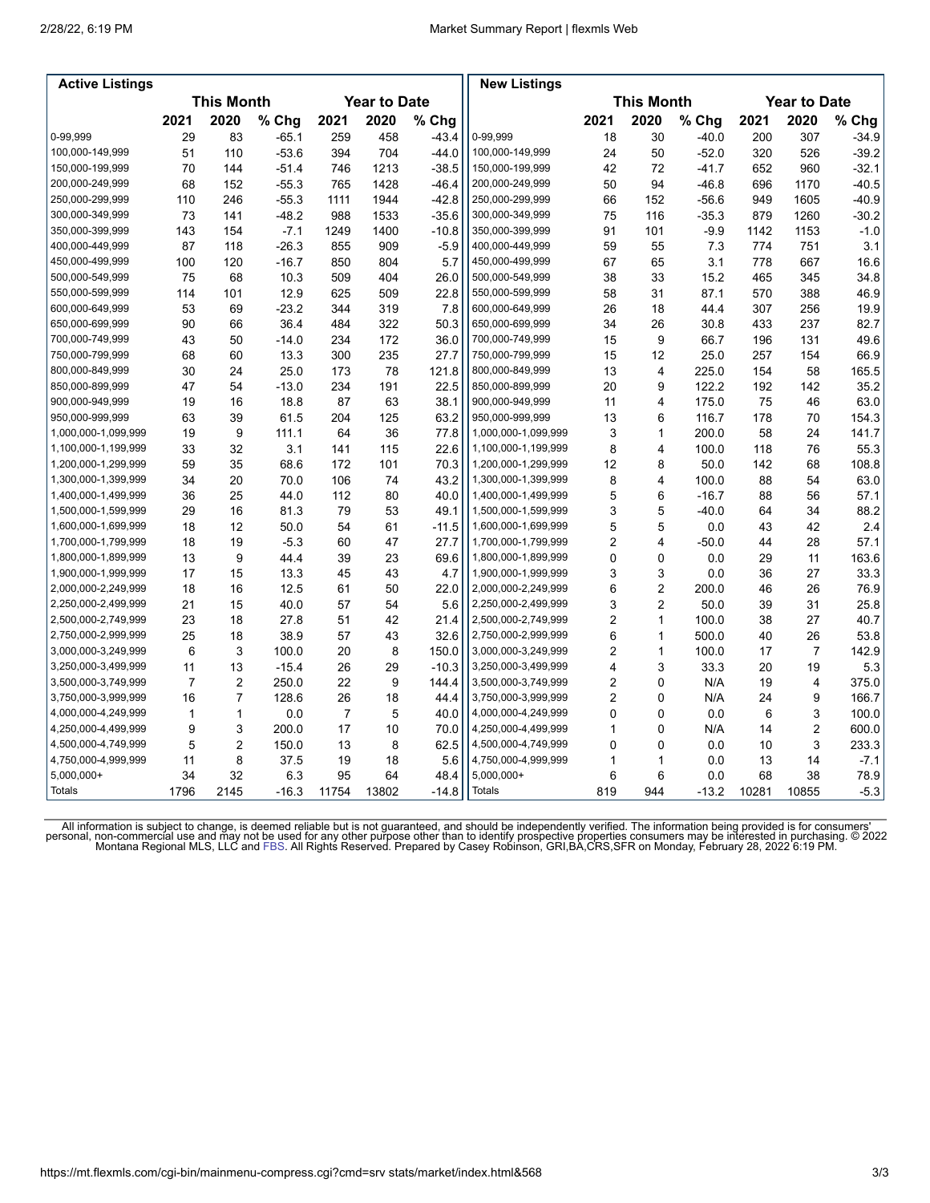## Active Listings

| | This Month | | | Year to Date | | |
|---|---|---|---|---|---|---|
| | 2021 | 2020 | % Chg | 2021 | 2020 | % Chg |
| 0-99,999 | 29 | 83 | -65.1 | 259 | 458 | -43.4 |
| 100,000-149,999 | 51 | 110 | -53.6 | 394 | 704 | -44.0 |
| 150,000-199,999 | 70 | 144 | -51.4 | 746 | 1213 | -38.5 |
| 200,000-249,999 | 68 | 152 | -55.3 | 765 | 1428 | -46.4 |
| 250,000-299,999 | 110 | 246 | -55.3 | 1111 | 1944 | -42.8 |
| 300,000-349,999 | 73 | 141 | -48.2 | 988 | 1533 | -35.6 |
| 350,000-399,999 | 143 | 154 | -7.1 | 1249 | 1400 | -10.8 |
| 400,000-449,999 | 87 | 118 | -26.3 | 855 | 909 | -5.9 |
| 450,000-499,999 | 100 | 120 | -16.7 | 850 | 804 | 5.7 |
| 500,000-549,999 | 75 | 68 | 10.3 | 509 | 404 | 26.0 |
| 550,000-599,999 | 114 | 101 | 12.9 | 625 | 509 | 22.8 |
| 600,000-649,999 | 53 | 69 | -23.2 | 344 | 319 | 7.8 |
| 650,000-699,999 | 90 | 66 | 36.4 | 484 | 322 | 50.3 |
| 700,000-749,999 | 43 | 50 | -14.0 | 234 | 172 | 36.0 |
| 750,000-799,999 | 68 | 60 | 13.3 | 300 | 235 | 27.7 |
| 800,000-849,999 | 30 | 24 | 25.0 | 173 | 78 | 121.8 |
| 850,000-899,999 | 47 | 54 | -13.0 | 234 | 191 | 22.5 |
| 900,000-949,999 | 19 | 16 | 18.8 | 87 | 63 | 38.1 |
| 950,000-999,999 | 63 | 39 | 61.5 | 204 | 125 | 63.2 |
| 1,000,000-1,099,999 | 19 | 9 | 111.1 | 64 | 36 | 77.8 |
| 1,100,000-1,199,999 | 33 | 32 | 3.1 | 141 | 115 | 22.6 |
| 1,200,000-1,299,999 | 59 | 35 | 68.6 | 172 | 101 | 70.3 |
| 1,300,000-1,399,999 | 34 | 20 | 70.0 | 106 | 74 | 43.2 |
| 1,400,000-1,499,999 | 36 | 25 | 44.0 | 112 | 80 | 40.0 |
| 1,500,000-1,599,999 | 29 | 16 | 81.3 | 79 | 53 | 49.1 |
| 1,600,000-1,699,999 | 18 | 12 | 50.0 | 54 | 61 | -11.5 |
| 1,700,000-1,799,999 | 18 | 19 | -5.3 | 60 | 47 | 27.7 |
| 1,800,000-1,899,999 | 13 | 9 | 44.4 | 39 | 23 | 69.6 |
| 1,900,000-1,999,999 | 17 | 15 | 13.3 | 45 | 43 | 4.7 |
| 2,000,000-2,249,999 | 18 | 16 | 12.5 | 61 | 50 | 22.0 |
| 2,250,000-2,499,999 | 21 | 15 | 40.0 | 57 | 54 | 5.6 |
| 2,500,000-2,749,999 | 23 | 18 | 27.8 | 51 | 42 | 21.4 |
| 2,750,000-2,999,999 | 25 | 18 | 38.9 | 57 | 43 | 32.6 |
| 3,000,000-3,249,999 | 6 | 3 | 100.0 | 20 | 8 | 150.0 |
| 3,250,000-3,499,999 | 11 | 13 | -15.4 | 26 | 29 | -10.3 |
| 3,500,000-3,749,999 | 7 | 2 | 250.0 | 22 | 9 | 144.4 |
| 3,750,000-3,999,999 | 16 | 7 | 128.6 | 26 | 18 | 44.4 |
| 4,000,000-4,249,999 | 1 | 1 | 0.0 | 7 | 5 | 40.0 |
| 4,250,000-4,499,999 | 9 | 3 | 200.0 | 17 | 10 | 70.0 |
| 4,500,000-4,749,999 | 5 | 2 | 150.0 | 13 | 8 | 62.5 |
| 4,750,000-4,999,999 | 11 | 8 | 37.5 | 19 | 18 | 5.6 |
| 5,000,000+ | 34 | 32 | 6.3 | 95 | 64 | 48.4 |
| Totals | 1796 | 2145 | -16.3 | 11754 | 13802 | -14.8 |

## New Listings

| | This Month | | | Year to Date | | |
|---|---|---|---|---|---|---|
| | 2021 | 2020 | % Chg | 2021 | 2020 | % Chg |
| 0-99,999 | 18 | 30 | -40.0 | 200 | 307 | -34.9 |
| 100,000-149,999 | 24 | 50 | -52.0 | 320 | 526 | -39.2 |
| 150,000-199,999 | 42 | 72 | -41.7 | 652 | 960 | -32.1 |
| 200,000-249,999 | 50 | 94 | -46.8 | 696 | 1170 | -40.5 |
| 250,000-299,999 | 66 | 152 | -56.6 | 949 | 1605 | -40.9 |
| 300,000-349,999 | 75 | 116 | -35.3 | 879 | 1260 | -30.2 |
| 350,000-399,999 | 91 | 101 | -9.9 | 1142 | 1153 | -1.0 |
| 400,000-449,999 | 59 | 55 | 7.3 | 774 | 751 | 3.1 |
| 450,000-499,999 | 67 | 65 | 3.1 | 778 | 667 | 16.6 |
| 500,000-549,999 | 38 | 33 | 15.2 | 465 | 345 | 34.8 |
| 550,000-599,999 | 58 | 31 | 87.1 | 570 | 388 | 46.9 |
| 600,000-649,999 | 26 | 18 | 44.4 | 307 | 256 | 19.9 |
| 650,000-699,999 | 34 | 26 | 30.8 | 433 | 237 | 82.7 |
| 700,000-749,999 | 15 | 9 | 66.7 | 196 | 131 | 49.6 |
| 750,000-799,999 | 15 | 12 | 25.0 | 257 | 154 | 66.9 |
| 800,000-849,999 | 13 | 4 | 225.0 | 154 | 58 | 165.5 |
| 850,000-899,999 | 20 | 9 | 122.2 | 192 | 142 | 35.2 |
| 900,000-949,999 | 11 | 4 | 175.0 | 75 | 46 | 63.0 |
| 950,000-999,999 | 13 | 6 | 116.7 | 178 | 70 | 154.3 |
| 1,000,000-1,099,999 | 3 | 1 | 200.0 | 58 | 24 | 141.7 |
| 1,100,000-1,199,999 | 8 | 4 | 100.0 | 118 | 76 | 55.3 |
| 1,200,000-1,299,999 | 12 | 8 | 50.0 | 142 | 68 | 108.8 |
| 1,300,000-1,399,999 | 8 | 4 | 100.0 | 88 | 54 | 63.0 |
| 1,400,000-1,499,999 | 5 | 6 | -16.7 | 88 | 56 | 57.1 |
| 1,500,000-1,599,999 | 3 | 5 | -40.0 | 64 | 34 | 88.2 |
| 1,600,000-1,699,999 | 5 | 5 | 0.0 | 43 | 42 | 2.4 |
| 1,700,000-1,799,999 | 2 | 4 | -50.0 | 44 | 28 | 57.1 |
| 1,800,000-1,899,999 | 0 | 0 | 0.0 | 29 | 11 | 163.6 |
| 1,900,000-1,999,999 | 3 | 3 | 0.0 | 36 | 27 | 33.3 |
| 2,000,000-2,249,999 | 6 | 2 | 200.0 | 46 | 26 | 76.9 |
| 2,250,000-2,499,999 | 3 | 2 | 50.0 | 39 | 31 | 25.8 |
| 2,500,000-2,749,999 | 2 | 1 | 100.0 | 38 | 27 | 40.7 |
| 2,750,000-2,999,999 | 6 | 1 | 500.0 | 40 | 26 | 53.8 |
| 3,000,000-3,249,999 | 2 | 1 | 100.0 | 17 | 7 | 142.9 |
| 3,250,000-3,499,999 | 4 | 3 | 33.3 | 20 | 19 | 5.3 |
| 3,500,000-3,749,999 | 2 | 0 | N/A | 19 | 4 | 375.0 |
| 3,750,000-3,999,999 | 2 | 0 | N/A | 24 | 9 | 166.7 |
| 4,000,000-4,249,999 | 0 | 0 | 0.0 | 6 | 3 | 100.0 |
| 4,250,000-4,499,999 | 1 | 0 | N/A | 14 | 2 | 600.0 |
| 4,500,000-4,749,999 | 0 | 0 | 0.0 | 10 | 3 | 233.3 |
| 4,750,000-4,999,999 | 1 | 1 | 0.0 | 13 | 14 | -7.1 |
| 5,000,000+ | 6 | 6 | 0.0 | 68 | 38 | 78.9 |
| Totals | 819 | 944 | -13.2 | 10281 | 10855 | -5.3 |

All information is subject to change, is deemed reliable but is not guaranteed, and should be independently verified. The information being provided is for consumers' personal, non-commercial use and may not be used for any other purpose other than to identify prospective properties consumers may be interested in purchasing. © 2022 Montana Regional MLS, LLC and FBS. All Rights Reserved. Prepared by Casey Robinson, GRI,BA,CRS,SFR on Monday, February 28, 2022 6:19 PM.